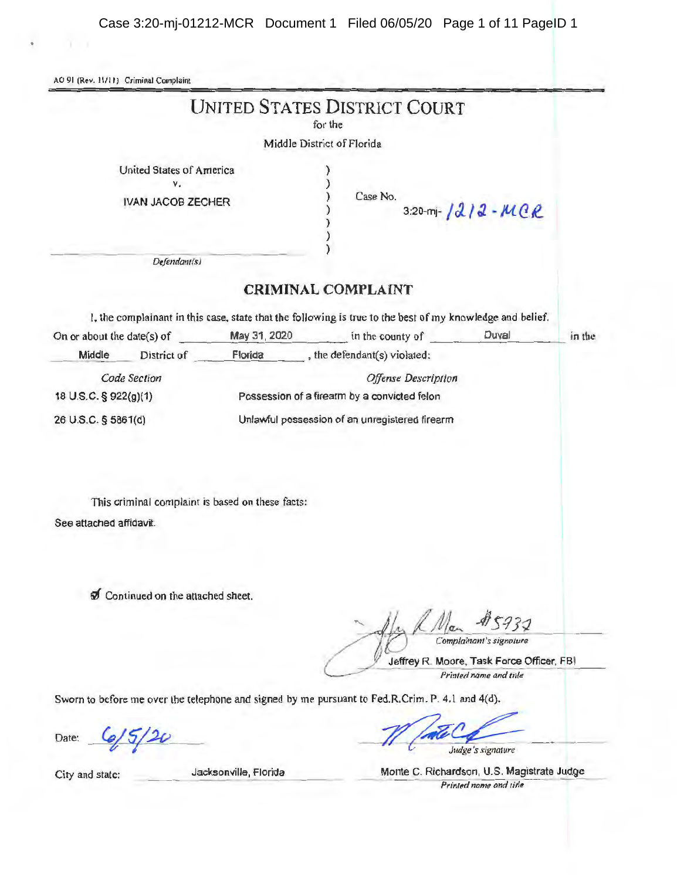AO 91 (Rev. 11/11) Criminal Complaint

# UNITED STATES DISTRICT COURT

for the

Middle District of Florida

United States of America
v.
IVAN JACOB ZECHER

Defendant(s)

Case No. 3:20-mj-1212-MCR

## CRIMINAL COMPLAINT

I, the complainant in this case, state that the following is true to the best of my knowledge and belief.

On or about the date(s) of May 31, 2020 in the county of Duval in the Middle District of Florida, the defendant(s) violated:

| *Code Section* | *Offense Description* |
|---|---|
| 18 U.S.C. § 922(g)(1) | Possession of a firearm by a convicted felon |
| 26 U.S.C. § 5861(d) | Unlawful possession of an unregistered firearm |

This criminal complaint is based on these facts:

See attached affidavit.

☑ Continued on the attached sheet.

[Signature] #5932
*Complainant's signature*

Jeffrey R. Moore, Task Force Officer, FBI
*Printed name and title*

Sworn to before me over the telephone and signed by me pursuant to Fed.R.Crim. P. 4.1 and 4(d).

Date: 6/5/20

[Signature]
*Judge's signature*

City and state: Jacksonville, Florida

Monte C. Richardson, U.S. Magistrate Judge
*Printed name and title*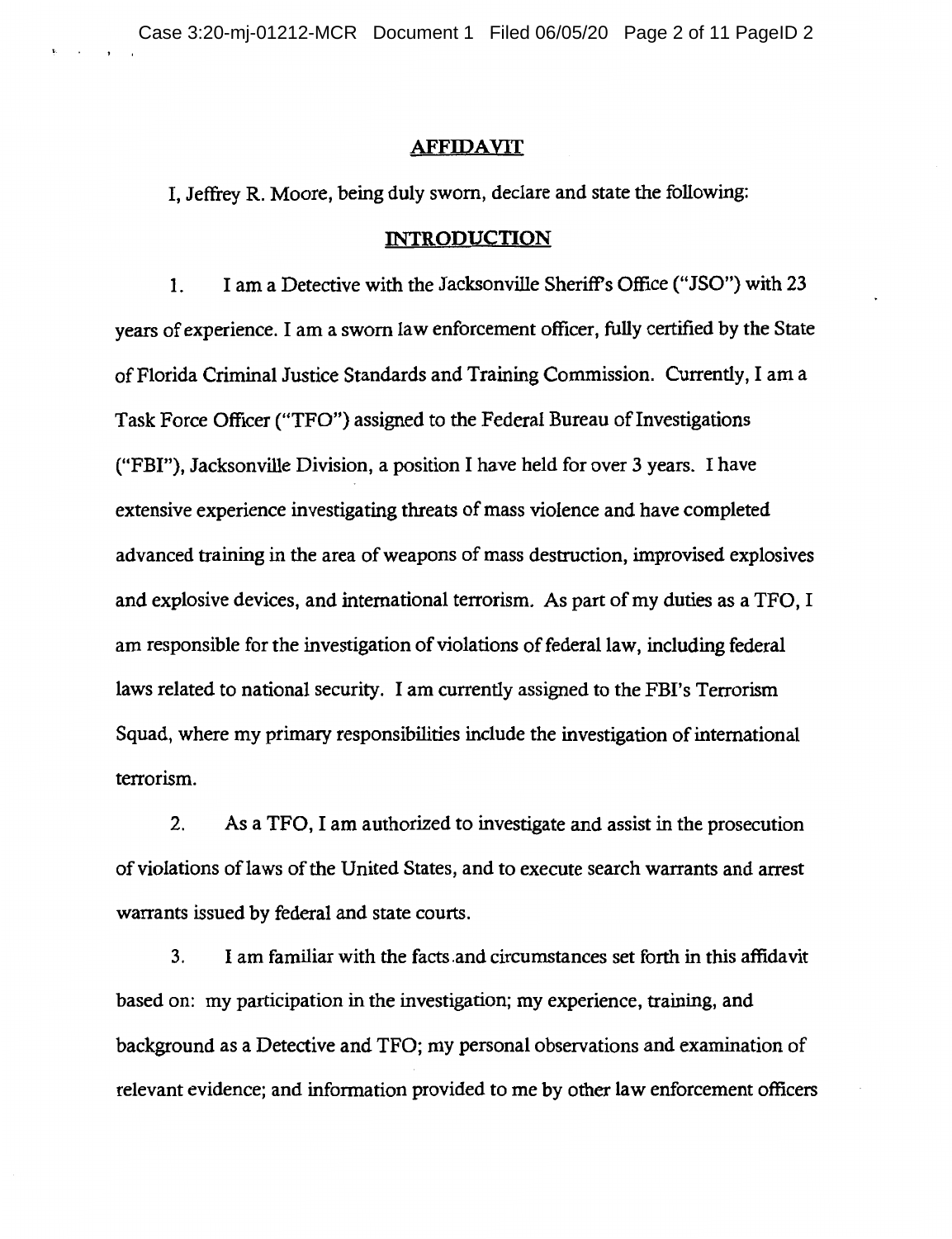## AFFIDAVIT

I, Jeffrey R. Moore, being duly sworn, declare and state the following:

## INTRODUCTION

1. I am a Detective with the Jacksonville Sheriff's Office ("JSO") with 23 years of experience. I am a sworn law enforcement officer, fully certified by the State of Florida Criminal Justice Standards and Training Commission. Currently, I am a Task Force Officer ("TFO") assigned to the Federal Bureau of Investigations ("FBI"), Jacksonville Division, a position I have held for over 3 years. I have extensive experience investigating threats of mass violence and have completed advanced training in the area of weapons of mass destruction, improvised explosives and explosive devices, and international terrorism. As part of my duties as a TFO, I am responsible for the investigation of violations of federal law, including federal laws related to national security. I am currently assigned to the FBI's Terrorism Squad, where my primary responsibilities include the investigation of international terrorism.

2. As a TFO, I am authorized to investigate and assist in the prosecution of violations of laws of the United States, and to execute search warrants and arrest warrants issued by federal and state courts.

3. I am familiar with the facts and circumstances set forth in this affidavit based on: my participation in the investigation; my experience, training, and background as a Detective and TFO; my personal observations and examination of relevant evidence; and information provided to me by other law enforcement officers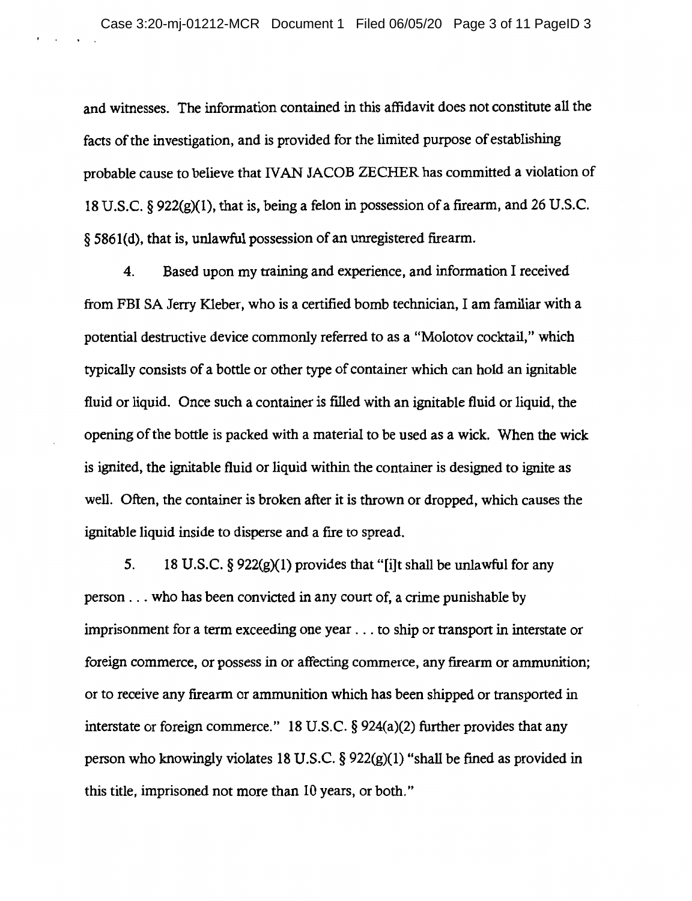and witnesses. The information contained in this affidavit does not constitute all the facts of the investigation, and is provided for the limited purpose of establishing probable cause to believe that IVAN JACOB ZECHER has committed a violation of 18 U.S.C. § 922(g)(1), that is, being a felon in possession of a firearm, and 26 U.S.C. § 5861(d), that is, unlawful possession of an unregistered firearm.

4. Based upon my training and experience, and information I received from FBI SA Jerry Kleber, who is a certified bomb technician, I am familiar with a potential destructive device commonly referred to as a "Molotov cocktail," which typically consists of a bottle or other type of container which can hold an ignitable fluid or liquid. Once such a container is filled with an ignitable fluid or liquid, the opening of the bottle is packed with a material to be used as a wick. When the wick is ignited, the ignitable fluid or liquid within the container is designed to ignite as well. Often, the container is broken after it is thrown or dropped, which causes the ignitable liquid inside to disperse and a fire to spread.

5. 18 U.S.C. § 922(g)(1) provides that "[i]t shall be unlawful for any person . . . who has been convicted in any court of, a crime punishable by imprisonment for a term exceeding one year . . . to ship or transport in interstate or foreign commerce, or possess in or affecting commerce, any firearm or ammunition; or to receive any firearm or ammunition which has been shipped or transported in interstate or foreign commerce." 18 U.S.C. § 924(a)(2) further provides that any person who knowingly violates 18 U.S.C. § 922(g)(1) "shall be fined as provided in this title, imprisoned not more than 10 years, or both."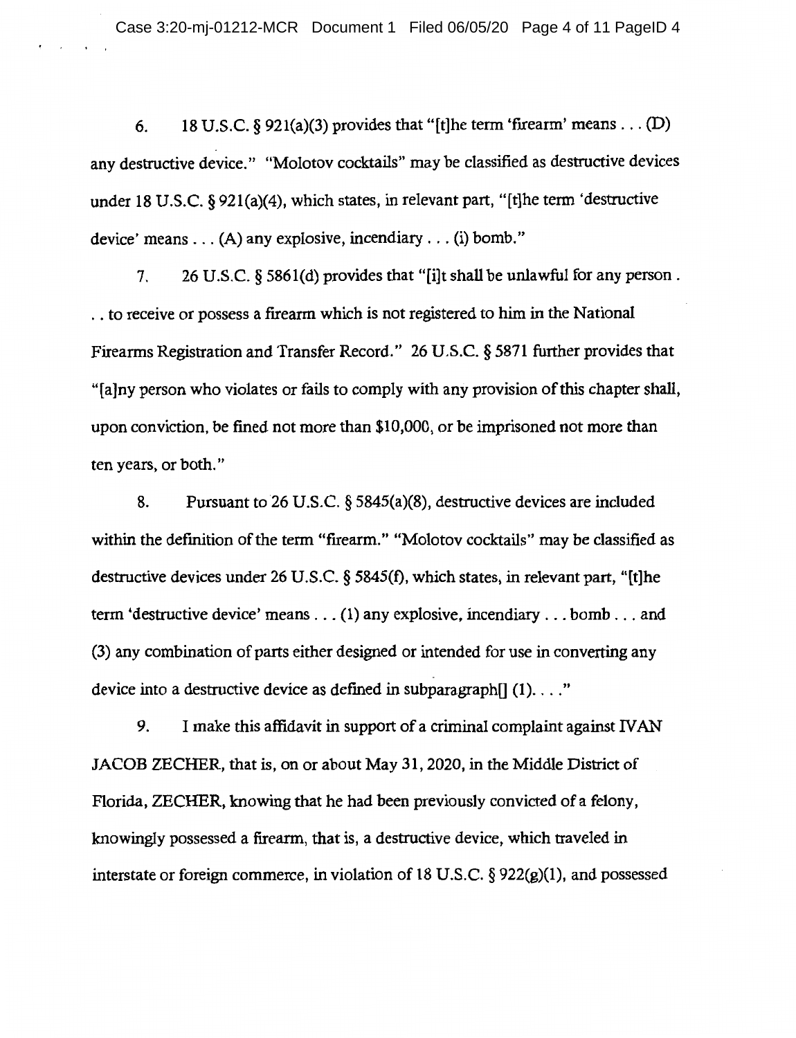6. 18 U.S.C. § 921(a)(3) provides that "[t]he term 'firearm' means . . . (D) any destructive device." "Molotov cocktails" may be classified as destructive devices under 18 U.S.C. § 921(a)(4), which states, in relevant part, "[t]he term 'destructive device' means . . . (A) any explosive, incendiary . . . (i) bomb."

7. 26 U.S.C. § 5861(d) provides that "[i]t shall be unlawful for any person . . . to receive or possess a firearm which is not registered to him in the National Firearms Registration and Transfer Record." 26 U.S.C. § 5871 further provides that "[a]ny person who violates or fails to comply with any provision of this chapter shall, upon conviction, be fined not more than $10,000, or be imprisoned not more than ten years, or both."

8. Pursuant to 26 U.S.C. § 5845(a)(8), destructive devices are included within the definition of the term "firearm." "Molotov cocktails" may be classified as destructive devices under 26 U.S.C. § 5845(f), which states, in relevant part, "[t]he term 'destructive device' means . . . (1) any explosive, incendiary . . . bomb . . . and (3) any combination of parts either designed or intended for use in converting any device into a destructive device as defined in subparagraph[] (1). . . ."

9. I make this affidavit in support of a criminal complaint against IVAN JACOB ZECHER, that is, on or about May 31, 2020, in the Middle District of Florida, ZECHER, knowing that he had been previously convicted of a felony, knowingly possessed a firearm, that is, a destructive device, which traveled in interstate or foreign commerce, in violation of 18 U.S.C. § 922(g)(1), and possessed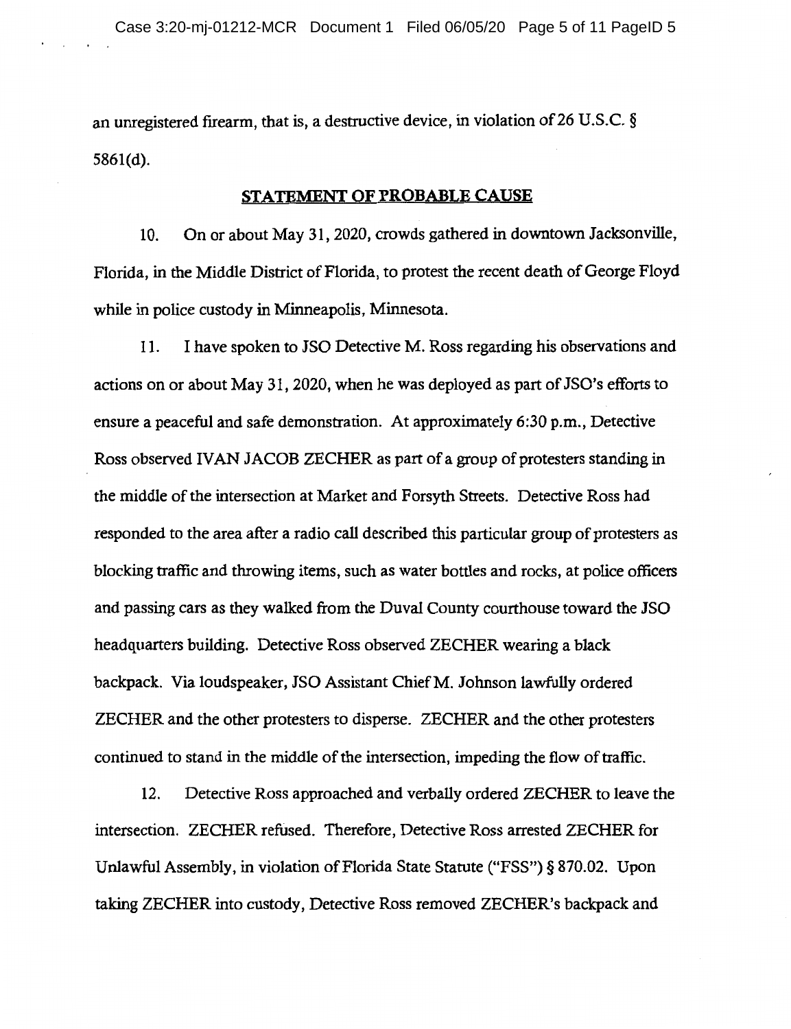an unregistered firearm, that is, a destructive device, in violation of 26 U.S.C. § 5861(d).

## STATEMENT OF PROBABLE CAUSE

10. On or about May 31, 2020, crowds gathered in downtown Jacksonville, Florida, in the Middle District of Florida, to protest the recent death of George Floyd while in police custody in Minneapolis, Minnesota.

11. I have spoken to JSO Detective M. Ross regarding his observations and actions on or about May 31, 2020, when he was deployed as part of JSO's efforts to ensure a peaceful and safe demonstration. At approximately 6:30 p.m., Detective Ross observed IVAN JACOB ZECHER as part of a group of protesters standing in the middle of the intersection at Market and Forsyth Streets. Detective Ross had responded to the area after a radio call described this particular group of protesters as blocking traffic and throwing items, such as water bottles and rocks, at police officers and passing cars as they walked from the Duval County courthouse toward the JSO headquarters building. Detective Ross observed ZECHER wearing a black backpack. Via loudspeaker, JSO Assistant Chief M. Johnson lawfully ordered ZECHER and the other protesters to disperse. ZECHER and the other protesters continued to stand in the middle of the intersection, impeding the flow of traffic.

12. Detective Ross approached and verbally ordered ZECHER to leave the intersection. ZECHER refused. Therefore, Detective Ross arrested ZECHER for Unlawful Assembly, in violation of Florida State Statute ("FSS") § 870.02. Upon taking ZECHER into custody, Detective Ross removed ZECHER's backpack and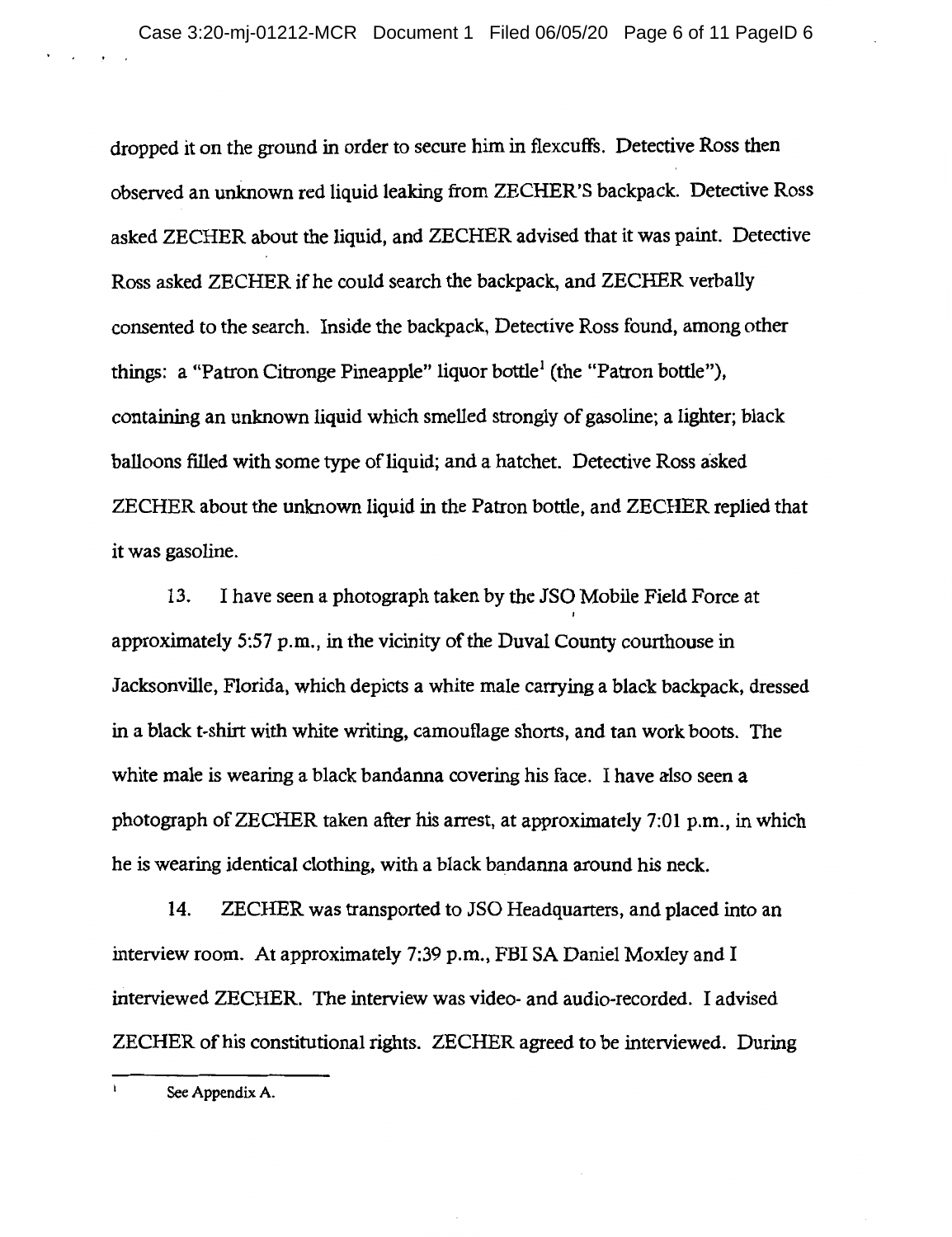dropped it on the ground in order to secure him in flexcuffs. Detective Ross then observed an unknown red liquid leaking from ZECHER'S backpack. Detective Ross asked ZECHER about the liquid, and ZECHER advised that it was paint. Detective Ross asked ZECHER if he could search the backpack, and ZECHER verbally consented to the search. Inside the backpack, Detective Ross found, among other things: a "Patron Citronge Pineapple" liquor bottle[1] (the "Patron bottle"), containing an unknown liquid which smelled strongly of gasoline; a lighter; black balloons filled with some type of liquid; and a hatchet. Detective Ross asked ZECHER about the unknown liquid in the Patron bottle, and ZECHER replied that it was gasoline.

13. I have seen a photograph taken by the JSO Mobile Field Force at approximately 5:57 p.m., in the vicinity of the Duval County courthouse in Jacksonville, Florida, which depicts a white male carrying a black backpack, dressed in a black t-shirt with white writing, camouflage shorts, and tan work boots. The white male is wearing a black bandanna covering his face. I have also seen a photograph of ZECHER taken after his arrest, at approximately 7:01 p.m., in which he is wearing identical clothing, with a black bandanna around his neck.

14. ZECHER was transported to JSO Headquarters, and placed into an interview room. At approximately 7:39 p.m., FBI SA Daniel Moxley and I interviewed ZECHER. The interview was video- and audio-recorded. I advised ZECHER of his constitutional rights. ZECHER agreed to be interviewed. During

---

[1] See Appendix A.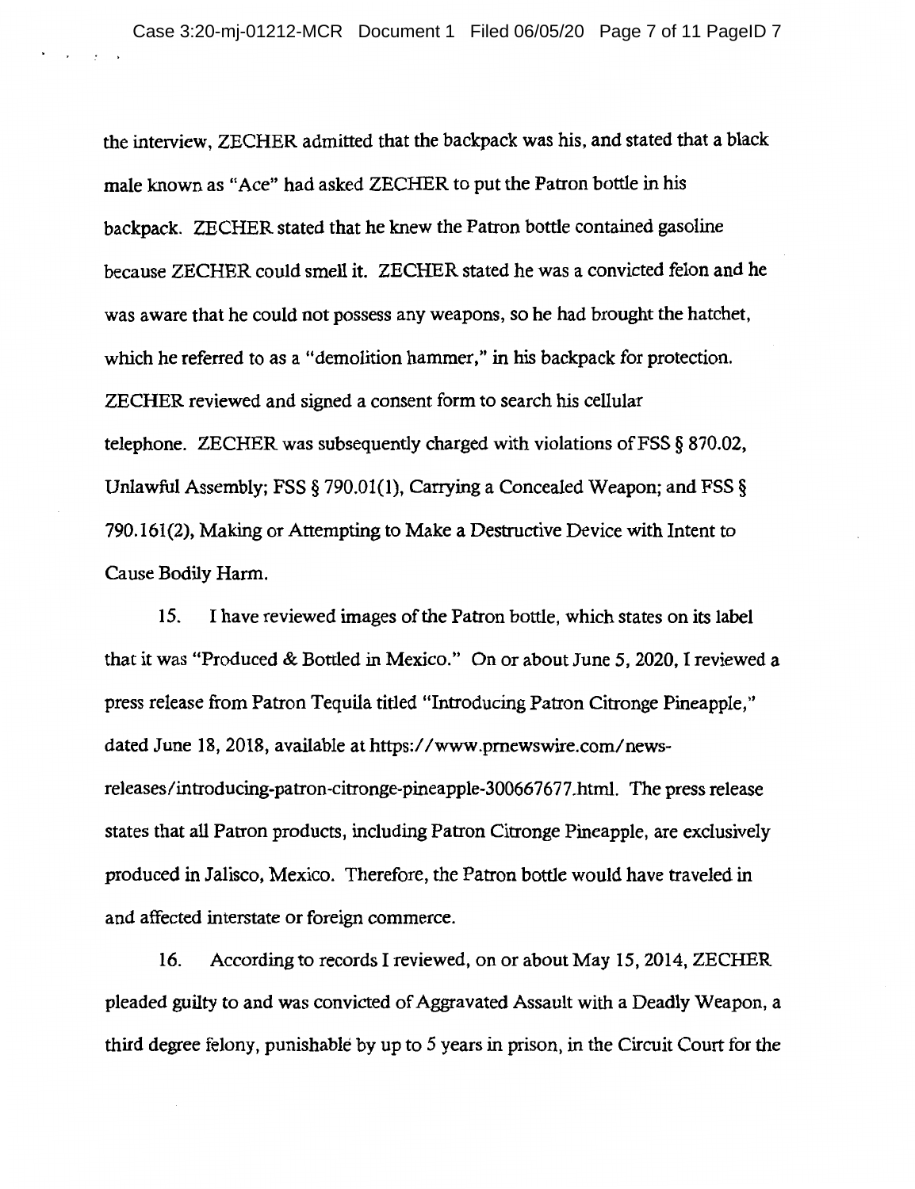the interview, ZECHER admitted that the backpack was his, and stated that a black male known as "Ace" had asked ZECHER to put the Patron bottle in his backpack. ZECHER stated that he knew the Patron bottle contained gasoline because ZECHER could smell it. ZECHER stated he was a convicted felon and he was aware that he could not possess any weapons, so he had brought the hatchet, which he referred to as a "demolition hammer," in his backpack for protection. ZECHER reviewed and signed a consent form to search his cellular telephone. ZECHER was subsequently charged with violations of FSS § 870.02, Unlawful Assembly; FSS § 790.01(1), Carrying a Concealed Weapon; and FSS § 790.161(2), Making or Attempting to Make a Destructive Device with Intent to Cause Bodily Harm.

15. I have reviewed images of the Patron bottle, which states on its label that it was "Produced & Bottled in Mexico." On or about June 5, 2020, I reviewed a press release from Patron Tequila titled "Introducing Patron Citronge Pineapple," dated June 18, 2018, available at https://www.prnewswire.com/news-releases/introducing-patron-citronge-pineapple-300667677.html. The press release states that all Patron products, including Patron Citronge Pineapple, are exclusively produced in Jalisco, Mexico. Therefore, the Patron bottle would have traveled in and affected interstate or foreign commerce.

16. According to records I reviewed, on or about May 15, 2014, ZECHER pleaded guilty to and was convicted of Aggravated Assault with a Deadly Weapon, a third degree felony, punishable by up to 5 years in prison, in the Circuit Court for the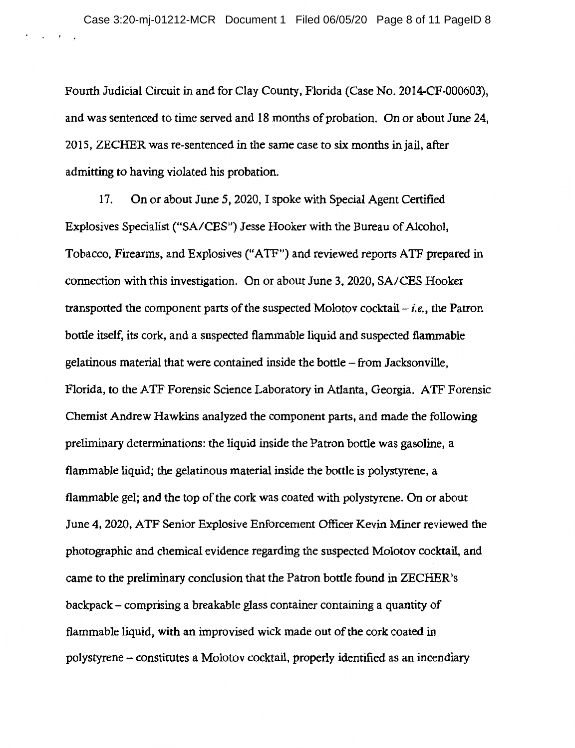Fourth Judicial Circuit in and for Clay County, Florida (Case No. 2014-CF-000603), and was sentenced to time served and 18 months of probation. On or about June 24, 2015, ZECHER was re-sentenced in the same case to six months in jail, after admitting to having violated his probation.

17. On or about June 5, 2020, I spoke with Special Agent Certified Explosives Specialist ("SA/CES") Jesse Hooker with the Bureau of Alcohol, Tobacco, Firearms, and Explosives ("ATF") and reviewed reports ATF prepared in connection with this investigation. On or about June 3, 2020, SA/CES Hooker transported the component parts of the suspected Molotov cocktail – *i.e.*, the Patron bottle itself, its cork, and a suspected flammable liquid and suspected flammable gelatinous material that were contained inside the bottle – from Jacksonville, Florida, to the ATF Forensic Science Laboratory in Atlanta, Georgia. ATF Forensic Chemist Andrew Hawkins analyzed the component parts, and made the following preliminary determinations: the liquid inside the Patron bottle was gasoline, a flammable liquid; the gelatinous material inside the bottle is polystyrene, a flammable gel; and the top of the cork was coated with polystyrene. On or about June 4, 2020, ATF Senior Explosive Enforcement Officer Kevin Miner reviewed the photographic and chemical evidence regarding the suspected Molotov cocktail, and came to the preliminary conclusion that the Patron bottle found in ZECHER's backpack – comprising a breakable glass container containing a quantity of flammable liquid, with an improvised wick made out of the cork coated in polystyrene – constitutes a Molotov cocktail, properly identified as an incendiary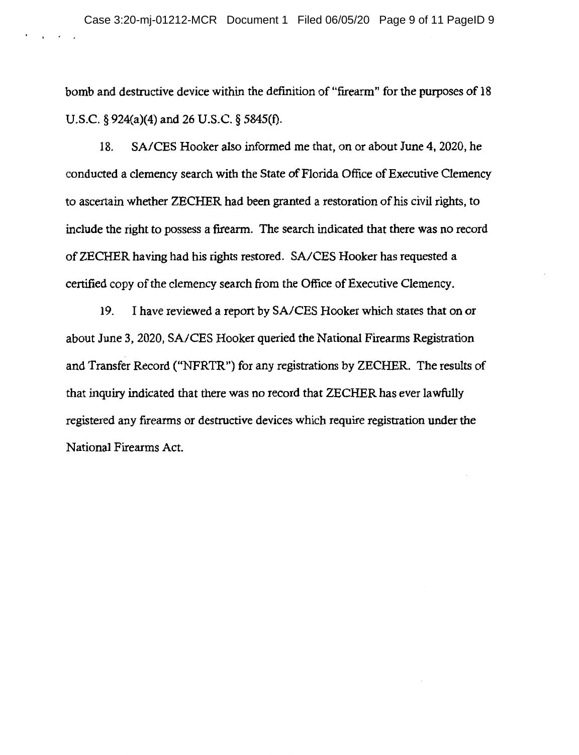bomb and destructive device within the definition of "firearm" for the purposes of 18 U.S.C. § 924(a)(4) and 26 U.S.C. § 5845(f).

18. SA/CES Hooker also informed me that, on or about June 4, 2020, he conducted a clemency search with the State of Florida Office of Executive Clemency to ascertain whether ZECHER had been granted a restoration of his civil rights, to include the right to possess a firearm. The search indicated that there was no record of ZECHER having had his rights restored. SA/CES Hooker has requested a certified copy of the clemency search from the Office of Executive Clemency.

19. I have reviewed a report by SA/CES Hooker which states that on or about June 3, 2020, SA/CES Hooker queried the National Firearms Registration and Transfer Record ("NFRTR") for any registrations by ZECHER. The results of that inquiry indicated that there was no record that ZECHER has ever lawfully registered any firearms or destructive devices which require registration under the National Firearms Act.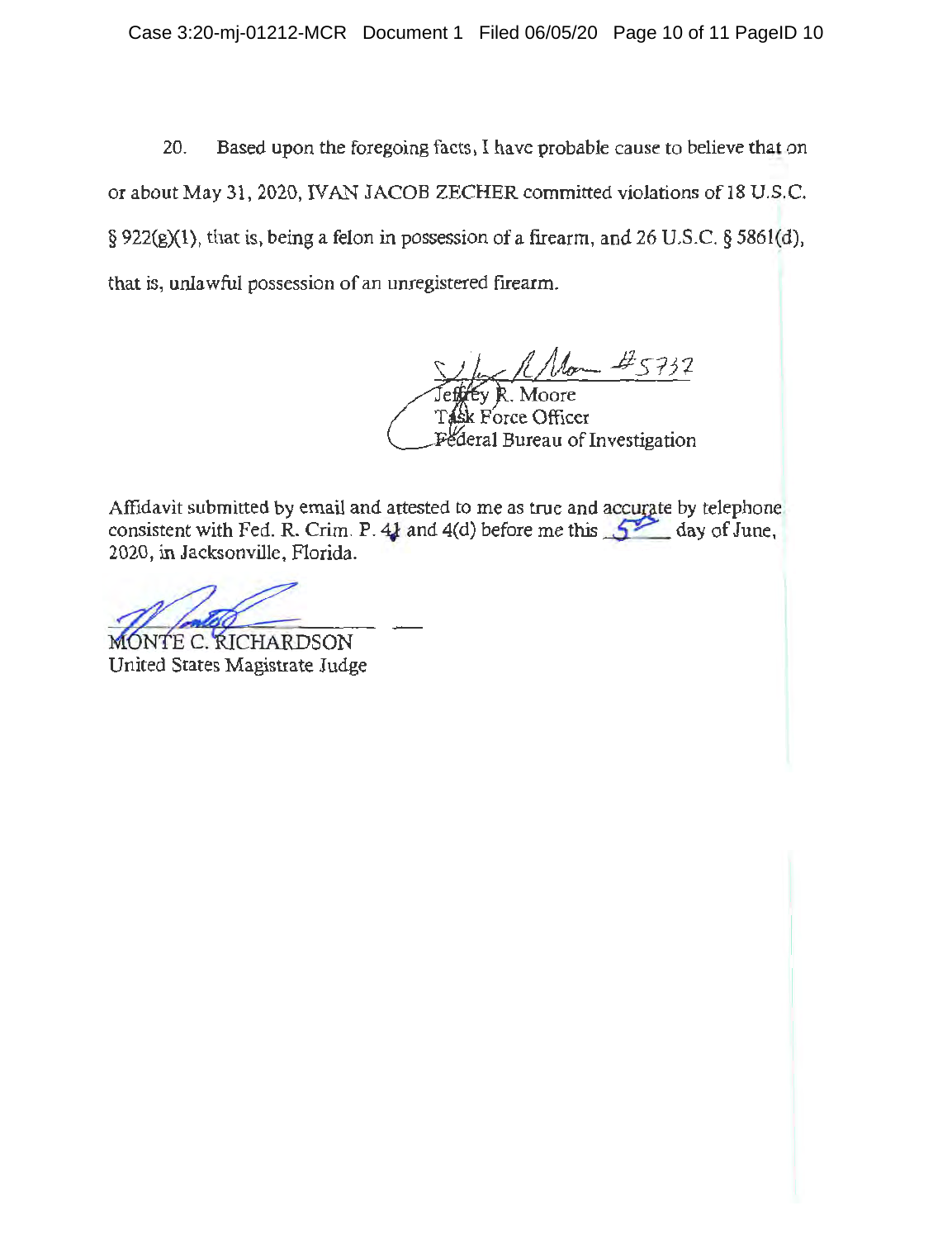20. Based upon the foregoing facts, I have probable cause to believe that on or about May 31, 2020, IVAN JACOB ZECHER committed violations of 18 U.S.C. § 922(g)(1), that is, being a felon in possession of a firearm, and 26 U.S.C. § 5861(d), that is, unlawful possession of an unregistered firearm.

#5732

Jeffrey R. Moore
Task Force Officer
Federal Bureau of Investigation

Affidavit submitted by email and attested to me as true and accurate by telephone consistent with Fed. R. Crim. P. 41 and 4(d) before me this 5th day of June, 2020, in Jacksonville, Florida.

MONTE C. RICHARDSON
United States Magistrate Judge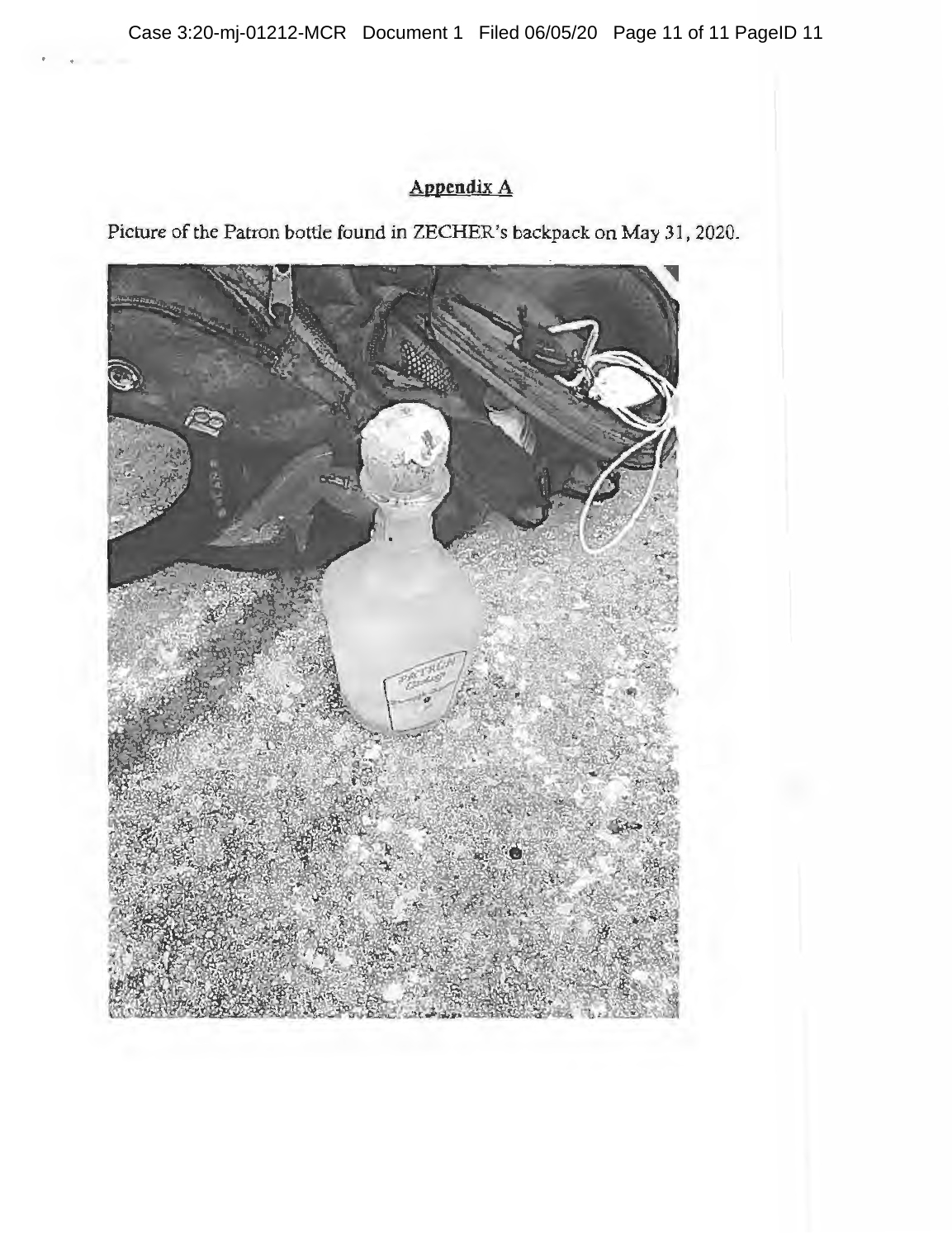## Appendix A

Picture of the Patron bottle found in ZECHER's backpack on May 31, 2020.